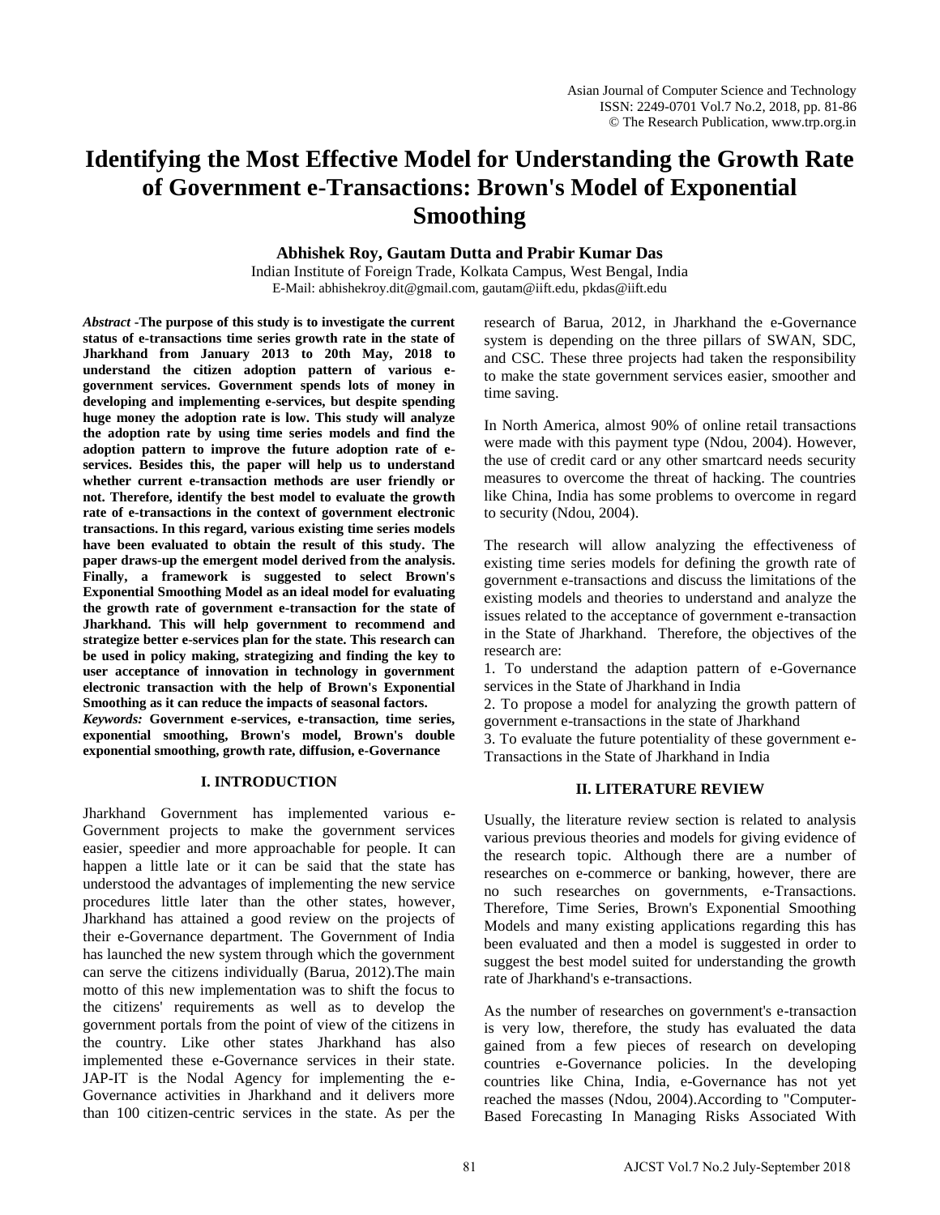# Identifying the Most Effective Model for Understanding the Growth Rate of Government e-Transactions: Brown's Model of Exponential Smoothing

**Abhishek Roy, Gautam Dutta and Prabir Kumar Das**

Indian Institute of Foreign Trade, Kolkata Campus, West Bengal, India
E-Mail: abhishekroy.dit@gmail.com, gautam@iift.edu, pkdas@iift.edu

***Abstract*** **-The purpose of this study is to investigate the current status of e-transactions time series growth rate in the state of Jharkhand from January 2013 to 20th May, 2018 to understand the citizen adoption pattern of various e-government services. Government spends lots of money in developing and implementing e-services, but despite spending huge money the adoption rate is low. This study will analyze the adoption rate by using time series models and find the adoption pattern to improve the future adoption rate of e-services. Besides this, the paper will help us to understand whether current e-transaction methods are user friendly or not. Therefore, identify the best model to evaluate the growth rate of e-transactions in the context of government electronic transactions. In this regard, various existing time series models have been evaluated to obtain the result of this study. The paper draws-up the emergent model derived from the analysis. Finally, a framework is suggested to select Brown's Exponential Smoothing Model as an ideal model for evaluating the growth rate of government e-transaction for the state of Jharkhand. This will help government to recommend and strategize better e-services plan for the state. This research can be used in policy making, strategizing and finding the key to user acceptance of innovation in technology in government electronic transaction with the help of Brown's Exponential Smoothing as it can reduce the impacts of seasonal factors.**

***Keywords:*** **Government e-services, e-transaction, time series, exponential smoothing, Brown's model, Brown's double exponential smoothing, growth rate, diffusion, e-Governance**

## I. INTRODUCTION

Jharkhand Government has implemented various e-Government projects to make the government services easier, speedier and more approachable for people. It can happen a little late or it can be said that the state has understood the advantages of implementing the new service procedures little later than the other states, however, Jharkhand has attained a good review on the projects of their e-Governance department. The Government of India has launched the new system through which the government can serve the citizens individually (Barua, 2012).The main motto of this new implementation was to shift the focus to the citizens' requirements as well as to develop the government portals from the point of view of the citizens in the country. Like other states Jharkhand has also implemented these e-Governance services in their state. JAP-IT is the Nodal Agency for implementing the e-Governance activities in Jharkhand and it delivers more than 100 citizen-centric services in the state. As per the research of Barua, 2012, in Jharkhand the e-Governance system is depending on the three pillars of SWAN, SDC, and CSC. These three projects had taken the responsibility to make the state government services easier, smoother and time saving.

In North America, almost 90% of online retail transactions were made with this payment type (Ndou, 2004). However, the use of credit card or any other smartcard needs security measures to overcome the threat of hacking. The countries like China, India has some problems to overcome in regard to security (Ndou, 2004).

The research will allow analyzing the effectiveness of existing time series models for defining the growth rate of government e-transactions and discuss the limitations of the existing models and theories to understand and analyze the issues related to the acceptance of government e-transaction in the State of Jharkhand. Therefore, the objectives of the research are:

1. To understand the adaption pattern of e-Governance services in the State of Jharkhand in India
2. To propose a model for analyzing the growth pattern of government e-transactions in the state of Jharkhand
3. To evaluate the future potentiality of these government e-Transactions in the State of Jharkhand in India

## II. LITERATURE REVIEW

Usually, the literature review section is related to analysis various previous theories and models for giving evidence of the research topic. Although there are a number of researches on e-commerce or banking, however, there are no such researches on governments, e-Transactions. Therefore, Time Series, Brown's Exponential Smoothing Models and many existing applications regarding this has been evaluated and then a model is suggested in order to suggest the best model suited for understanding the growth rate of Jharkhand's e-transactions.

As the number of researches on government's e-transaction is very low, therefore, the study has evaluated the data gained from a few pieces of research on developing countries e-Governance policies. In the developing countries like China, India, e-Governance has not yet reached the masses (Ndou, 2004).According to "Computer-Based Forecasting In Managing Risks Associated With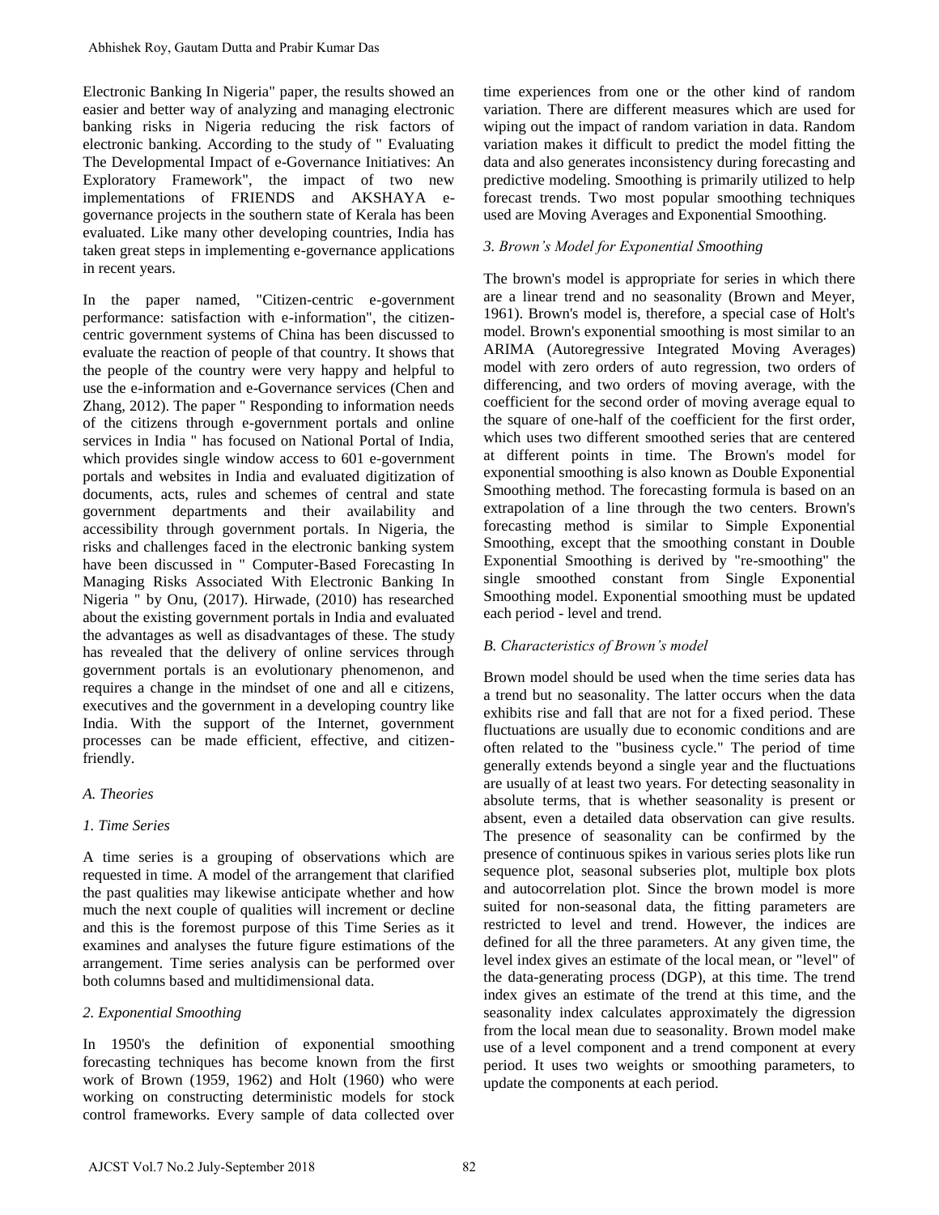Electronic Banking In Nigeria" paper, the results showed an easier and better way of analyzing and managing electronic banking risks in Nigeria reducing the risk factors of electronic banking. According to the study of " Evaluating The Developmental Impact of e-Governance Initiatives: An Exploratory Framework", the impact of two new implementations of FRIENDS and AKSHAYA e-governance projects in the southern state of Kerala has been evaluated. Like many other developing countries, India has taken great steps in implementing e-governance applications in recent years.

In the paper named, "Citizen-centric e-government performance: satisfaction with e-information", the citizen-centric government systems of China has been discussed to evaluate the reaction of people of that country. It shows that the people of the country were very happy and helpful to use the e-information and e-Governance services (Chen and Zhang, 2012). The paper " Responding to information needs of the citizens through e-government portals and online services in India " has focused on National Portal of India, which provides single window access to 601 e-government portals and websites in India and evaluated digitization of documents, acts, rules and schemes of central and state government departments and their availability and accessibility through government portals. In Nigeria, the risks and challenges faced in the electronic banking system have been discussed in " Computer-Based Forecasting In Managing Risks Associated With Electronic Banking In Nigeria " by Onu, (2017). Hirwade, (2010) has researched about the existing government portals in India and evaluated the advantages as well as disadvantages of these. The study has revealed that the delivery of online services through government portals is an evolutionary phenomenon, and requires a change in the mindset of one and all e citizens, executives and the government in a developing country like India. With the support of the Internet, government processes can be made efficient, effective, and citizen-friendly.

### *A. Theories*

#### *1. Time Series*

A time series is a grouping of observations which are requested in time. A model of the arrangement that clarified the past qualities may likewise anticipate whether and how much the next couple of qualities will increment or decline and this is the foremost purpose of this Time Series as it examines and analyses the future figure estimations of the arrangement. Time series analysis can be performed over both columns based and multidimensional data.

#### *2. Exponential Smoothing*

In 1950's the definition of exponential smoothing forecasting techniques has become known from the first work of Brown (1959, 1962) and Holt (1960) who were working on constructing deterministic models for stock control frameworks. Every sample of data collected over time experiences from one or the other kind of random variation. There are different measures which are used for wiping out the impact of random variation in data. Random variation makes it difficult to predict the model fitting the data and also generates inconsistency during forecasting and predictive modeling. Smoothing is primarily utilized to help forecast trends. Two most popular smoothing techniques used are Moving Averages and Exponential Smoothing.

#### *3. Brown's Model for Exponential Smoothing*

The brown's model is appropriate for series in which there are a linear trend and no seasonality (Brown and Meyer, 1961). Brown's model is, therefore, a special case of Holt's model. Brown's exponential smoothing is most similar to an ARIMA (Autoregressive Integrated Moving Averages) model with zero orders of auto regression, two orders of differencing, and two orders of moving average, with the coefficient for the second order of moving average equal to the square of one-half of the coefficient for the first order, which uses two different smoothed series that are centered at different points in time. The Brown's model for exponential smoothing is also known as Double Exponential Smoothing method. The forecasting formula is based on an extrapolation of a line through the two centers. Brown's forecasting method is similar to Simple Exponential Smoothing, except that the smoothing constant in Double Exponential Smoothing is derived by "re-smoothing" the single smoothed constant from Single Exponential Smoothing model. Exponential smoothing must be updated each period - level and trend.

### *B. Characteristics of Brown's model*

Brown model should be used when the time series data has a trend but no seasonality. The latter occurs when the data exhibits rise and fall that are not for a fixed period. These fluctuations are usually due to economic conditions and are often related to the "business cycle." The period of time generally extends beyond a single year and the fluctuations are usually of at least two years. For detecting seasonality in absolute terms, that is whether seasonality is present or absent, even a detailed data observation can give results. The presence of seasonality can be confirmed by the presence of continuous spikes in various series plots like run sequence plot, seasonal subseries plot, multiple box plots and autocorrelation plot. Since the brown model is more suited for non-seasonal data, the fitting parameters are restricted to level and trend. However, the indices are defined for all the three parameters. At any given time, the level index gives an estimate of the local mean, or "level" of the data-generating process (DGP), at this time. The trend index gives an estimate of the trend at this time, and the seasonality index calculates approximately the digression from the local mean due to seasonality. Brown model make use of a level component and a trend component at every period. It uses two weights or smoothing parameters, to update the components at each period.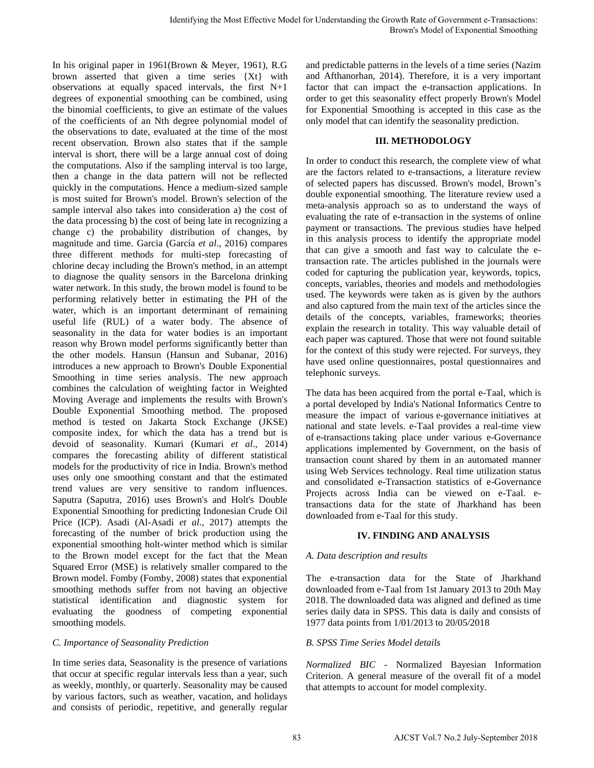In his original paper in 1961(Brown & Meyer, 1961), R.G brown asserted that given a time series {Xt} with observations at equally spaced intervals, the first N+1 degrees of exponential smoothing can be combined, using the binomial coefficients, to give an estimate of the values of the coefficients of an Nth degree polynomial model of the observations to date, evaluated at the time of the most recent observation. Brown also states that if the sample interval is short, there will be a large annual cost of doing the computations. Also if the sampling interval is too large, then a change in the data pattern will not be reflected quickly in the computations. Hence a medium-sized sample is most suited for Brown's model. Brown's selection of the sample interval also takes into consideration a) the cost of the data processing b) the cost of being late in recognizing a change c) the probability distribution of changes, by magnitude and time. Garcia (García *et al*., 2016) compares three different methods for multi-step forecasting of chlorine decay including the Brown's method, in an attempt to diagnose the quality sensors in the Barcelona drinking water network. In this study, the brown model is found to be performing relatively better in estimating the PH of the water, which is an important determinant of remaining useful life (RUL) of a water body. The absence of seasonality in the data for water bodies is an important reason why Brown model performs significantly better than the other models. Hansun (Hansun and Subanar, 2016) introduces a new approach to Brown's Double Exponential Smoothing in time series analysis. The new approach combines the calculation of weighting factor in Weighted Moving Average and implements the results with Brown's Double Exponential Smoothing method. The proposed method is tested on Jakarta Stock Exchange (JKSE) composite index, for which the data has a trend but is devoid of seasonality. Kumari (Kumari *et al*., 2014) compares the forecasting ability of different statistical models for the productivity of rice in India. Brown's method uses only one smoothing constant and that the estimated trend values are very sensitive to random influences. Saputra (Saputra, 2016) uses Brown's and Holt's Double Exponential Smoothing for predicting Indonesian Crude Oil Price (ICP). Asadi (Al-Asadi *et al*., 2017) attempts the forecasting of the number of brick production using the exponential smoothing holt-winter method which is similar to the Brown model except for the fact that the Mean Squared Error (MSE) is relatively smaller compared to the Brown model. Fomby (Fomby, 2008) states that exponential smoothing methods suffer from not having an objective statistical identification and diagnostic system for evaluating the goodness of competing exponential smoothing models.

### *C. Importance of Seasonality Prediction*

In time series data, Seasonality is the presence of variations that occur at specific regular intervals less than a year, such as weekly, monthly, or quarterly. Seasonality may be caused by various factors, such as weather, vacation, and holidays and consists of periodic, repetitive, and generally regular and predictable patterns in the levels of a time series (Nazim and Afthanorhan, 2014). Therefore, it is a very important factor that can impact the e-transaction applications. In order to get this seasonality effect properly Brown's Model for Exponential Smoothing is accepted in this case as the only model that can identify the seasonality prediction.

## III. METHODOLOGY

In order to conduct this research, the complete view of what are the factors related to e-transactions, a literature review of selected papers has discussed. Brown's model, Brown's double exponential smoothing. The literature review used a meta-analysis approach so as to understand the ways of evaluating the rate of e-transaction in the systems of online payment or transactions. The previous studies have helped in this analysis process to identify the appropriate model that can give a smooth and fast way to calculate the e-transaction rate. The articles published in the journals were coded for capturing the publication year, keywords, topics, concepts, variables, theories and models and methodologies used. The keywords were taken as is given by the authors and also captured from the main text of the articles since the details of the concepts, variables, frameworks; theories explain the research in totality. This way valuable detail of each paper was captured. Those that were not found suitable for the context of this study were rejected. For surveys, they have used online questionnaires, postal questionnaires and telephonic surveys.

The data has been acquired from the portal e-Taal, which is a portal developed by India's National Informatics Centre to measure the impact of various e-governance initiatives at national and state levels. e-Taal provides a real-time view of e-transactions taking place under various e-Governance applications implemented by Government, on the basis of transaction count shared by them in an automated manner using Web Services technology. Real time utilization status and consolidated e-Transaction statistics of e-Governance Projects across India can be viewed on e-Taal. e-transactions data for the state of Jharkhand has been downloaded from e-Taal for this study.

## IV. FINDING AND ANALYSIS

### *A. Data description and results*

The e-transaction data for the State of Jharkhand downloaded from e-Taal from 1st January 2013 to 20th May 2018. The downloaded data was aligned and defined as time series daily data in SPSS. This data is daily and consists of 1977 data points from 1/01/2013 to 20/05/2018

### *B. SPSS Time Series Model details*

*Normalized BIC* - Normalized Bayesian Information Criterion. A general measure of the overall fit of a model that attempts to account for model complexity.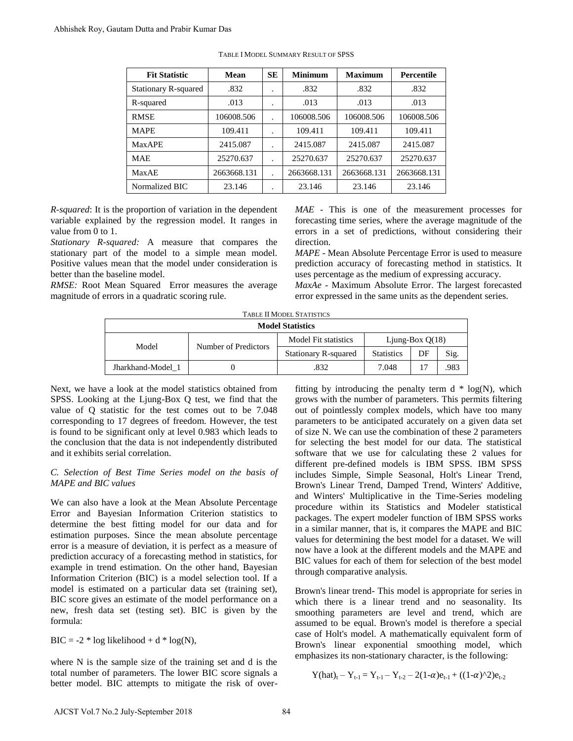TABLE I MODEL SUMMARY RESULT OF SPSS

| Fit Statistic | Mean | SE | Minimum | Maximum | Percentile |
|---|---|---|---|---|---|
| Stationary R-squared | .832 | . | .832 | .832 | .832 |
| R-squared | .013 | . | .013 | .013 | .013 |
| RMSE | 106008.506 | . | 106008.506 | 106008.506 | 106008.506 |
| MAPE | 109.411 | . | 109.411 | 109.411 | 109.411 |
| MaxAPE | 2415.087 | . | 2415.087 | 2415.087 | 2415.087 |
| MAE | 25270.637 | . | 25270.637 | 25270.637 | 25270.637 |
| MaxAE | 2663668.131 | . | 2663668.131 | 2663668.131 | 2663668.131 |
| Normalized BIC | 23.146 | . | 23.146 | 23.146 | 23.146 |

*R-squared*: It is the proportion of variation in the dependent variable explained by the regression model. It ranges in value from 0 to 1.

*Stationary R-squared:* A measure that compares the stationary part of the model to a simple mean model. Positive values mean that the model under consideration is better than the baseline model.

*RMSE:* Root Mean Squared Error measures the average magnitude of errors in a quadratic scoring rule.

*MAE* - This is one of the measurement processes for forecasting time series, where the average magnitude of the errors in a set of predictions, without considering their direction.

*MAPE* - Mean Absolute Percentage Error is used to measure prediction accuracy of forecasting method in statistics. It uses percentage as the medium of expressing accuracy.

*MaxAe* - Maximum Absolute Error. The largest forecasted error expressed in the same units as the dependent series.

TABLE II MODEL STATISTICS

| Model Statistics | | | | | |
|---|---|---|---|---|---|
| Model | Number of Predictors | Model Fit statistics | Ljung-Box Q(18) | | |
| | | Stationary R-squared | Statistics | DF | Sig. |
| Jharkhand-Model_1 | 0 | .832 | 7.048 | 17 | .983 |

Next, we have a look at the model statistics obtained from SPSS. Looking at the Ljung-Box Q test, we find that the value of Q statistic for the test comes out to be 7.048 corresponding to 17 degrees of freedom. However, the test is found to be significant only at level 0.983 which leads to the conclusion that the data is not independently distributed and it exhibits serial correlation.

### *C. Selection of Best Time Series model on the basis of MAPE and BIC values*

We can also have a look at the Mean Absolute Percentage Error and Bayesian Information Criterion statistics to determine the best fitting model for our data and for estimation purposes. Since the mean absolute percentage error is a measure of deviation, it is perfect as a measure of prediction accuracy of a forecasting method in statistics, for example in trend estimation. On the other hand, Bayesian Information Criterion (BIC) is a model selection tool. If a model is estimated on a particular data set (training set), BIC score gives an estimate of the model performance on a new, fresh data set (testing set). BIC is given by the formula:

$$BIC = -2 * \log \text{likelihood} + d * \log(N),$$

where N is the sample size of the training set and d is the total number of parameters. The lower BIC score signals a better model. BIC attempts to mitigate the risk of over-fitting by introducing the penalty term $d * \log(N)$, which grows with the number of parameters. This permits filtering out of pointlessly complex models, which have too many parameters to be anticipated accurately on a given data set of size N. We can use the combination of these 2 parameters for selecting the best model for our data. The statistical software that we use for calculating these 2 values for different pre-defined models is IBM SPSS. IBM SPSS includes Simple, Simple Seasonal, Holt's Linear Trend, Brown's Linear Trend, Damped Trend, Winters' Additive, and Winters' Multiplicative in the Time-Series modeling procedure within its Statistics and Modeler statistical packages. The expert modeler function of IBM SPSS works in a similar manner, that is, it compares the MAPE and BIC values for determining the best model for a dataset. We will now have a look at the different models and the MAPE and BIC values for each of them for selection of the best model through comparative analysis.

Brown's linear trend- This model is appropriate for series in which there is a linear trend and no seasonality. Its smoothing parameters are level and trend, which are assumed to be equal. Brown's model is therefore a special case of Holt's model. A mathematically equivalent form of Brown's linear exponential smoothing model, which emphasizes its non-stationary character, is the following:

$$\hat{Y}_t - Y_{t-1} = Y_{t-1} - Y_{t-2} - 2(1-\alpha)e_{t-1} + ((1-\alpha)^2)e_{t-2}$$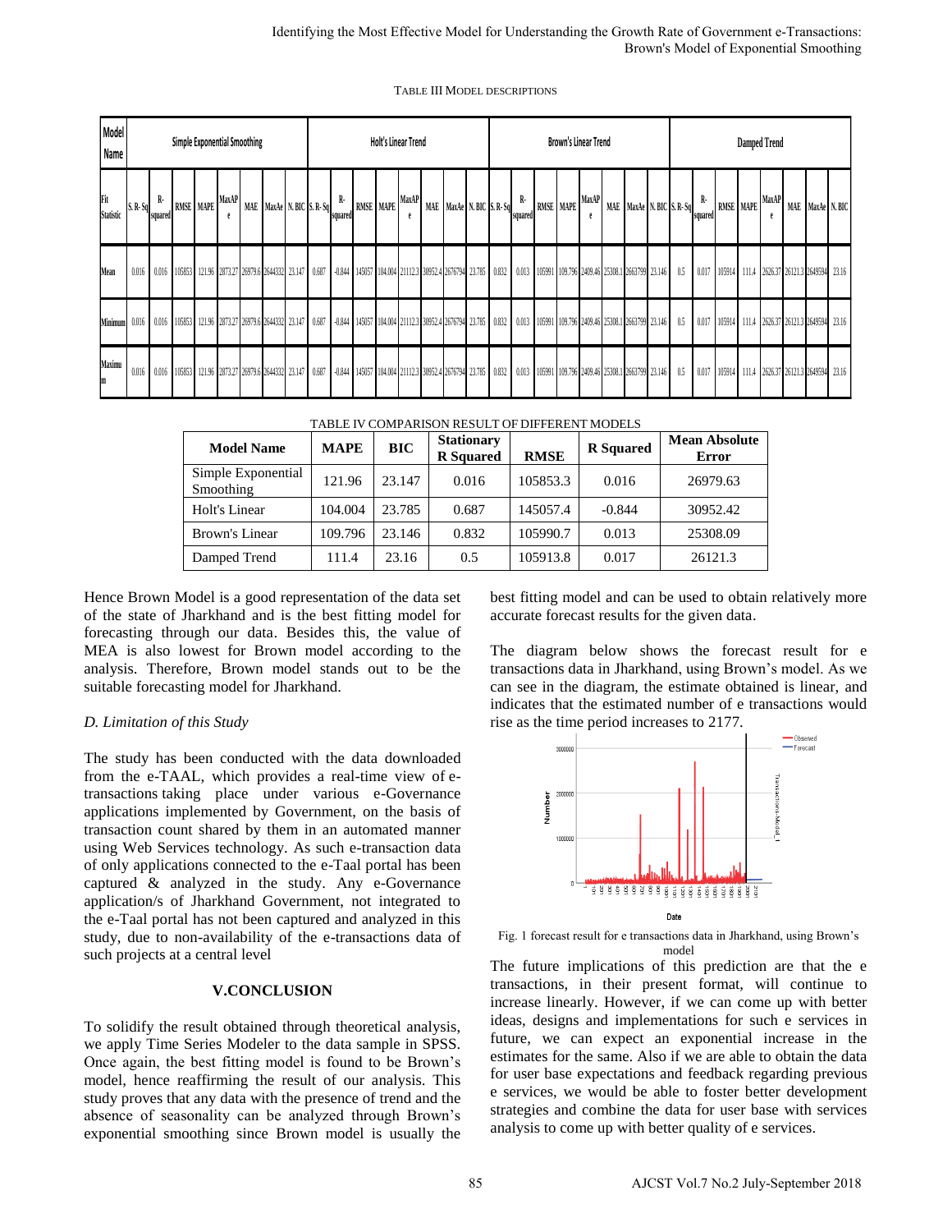TABLE III MODEL DESCRIPTIONS

| Model Name | Simple Exponential Smoothing | | | | | | | | Holt's Linear Trend | | | | | | | | Brown's Linear Trend | | | | | | | | Damped Trend | | | | | | | |
|---|---|---|---|---|---|---|---|---|---|---|---|---|---|---|---|---|---|---|---|---|---|---|---|---|---|---|---|---|---|---|---|---|
| Fit Statistic | S. R-Sq | R-squared | RMSE | MAPE | MaxAPe | MAE | MaxAe | N. BIC | S. R-Sq | R-squared | RMSE | MAPE | MaxAPe | MAE | MaxAe | N. BIC | S. R-Sq | R-squared | RMSE | MAPE | MaxAPe | MAE | MaxAe | N. BIC | S. R-Sq | R-squared | RMSE | MAPE | MaxAPe | MAE | MaxAe | N. BIC |
| Mean | 0.016 | 0.016 | 105853 | 121.96 | 2873.27 | 26979.6 | 2644332 | 23.147 | 0.687 | -0.844 | 145057 | 104.004 | 21112.3 | 30952.4 | 2676794 | 23.785 | 0.832 | 0.013 | 105991 | 109.796 | 2409.46 | 25308.1 | 2663799 | 23.146 | 0.5 | 0.017 | 105914 | 111.4 | 2626.37 | 26121.3 | 2649594 | 23.16 |
| Minimum | 0.016 | 0.016 | 105853 | 121.96 | 2873.27 | 26979.6 | 2644332 | 23.147 | 0.687 | -0.844 | 145057 | 104.004 | 21112.3 | 30952.4 | 2676794 | 23.785 | 0.832 | 0.013 | 105991 | 109.796 | 2409.46 | 25308.1 | 2663799 | 23.146 | 0.5 | 0.017 | 105914 | 111.4 | 2626.37 | 26121.3 | 2649594 | 23.16 |
| Maximum | 0.016 | 0.016 | 105853 | 121.96 | 2873.27 | 26979.6 | 2644332 | 23.147 | 0.687 | -0.844 | 145057 | 104.004 | 21112.3 | 30952.4 | 2676794 | 23.785 | 0.832 | 0.013 | 105991 | 109.796 | 2409.46 | 25308.1 | 2663799 | 23.146 | 0.5 | 0.017 | 105914 | 111.4 | 2626.37 | 26121.3 | 2649594 | 23.16 |

TABLE IV COMPARISON RESULT OF DIFFERENT MODELS

| Model Name | MAPE | BIC | Stationary R Squared | RMSE | R Squared | Mean Absolute Error |
|---|---|---|---|---|---|---|
| Simple Exponential Smoothing | 121.96 | 23.147 | 0.016 | 105853.3 | 0.016 | 26979.63 |
| Holt's Linear | 104.004 | 23.785 | 0.687 | 145057.4 | -0.844 | 30952.42 |
| Brown's Linear | 109.796 | 23.146 | 0.832 | 105990.7 | 0.013 | 25308.09 |
| Damped Trend | 111.4 | 23.16 | 0.5 | 105913.8 | 0.017 | 26121.3 |

Hence Brown Model is a good representation of the data set of the state of Jharkhand and is the best fitting model for forecasting through our data. Besides this, the value of MEA is also lowest for Brown model according to the analysis. Therefore, Brown model stands out to be the suitable forecasting model for Jharkhand.

### D. Limitation of this Study

The study has been conducted with the data downloaded from the e-TAAL, which provides a real-time view of e-transactions taking place under various e-Governance applications implemented by Government, on the basis of transaction count shared by them in an automated manner using Web Services technology. As such e-transaction data of only applications connected to the e-Taal portal has been captured & analyzed in the study. Any e-Governance application/s of Jharkhand Government, not integrated to the e-Taal portal has not been captured and analyzed in this study, due to non-availability of the e-transactions data of such projects at a central level

## V. CONCLUSION

To solidify the result obtained through theoretical analysis, we apply Time Series Modeler to the data sample in SPSS. Once again, the best fitting model is found to be Brown's model, hence reaffirming the result of our analysis. This study proves that any data with the presence of trend and the absence of seasonality can be analyzed through Brown's exponential smoothing since Brown model is usually the best fitting model and can be used to obtain relatively more accurate forecast results for the given data.

The diagram below shows the forecast result for e transactions data in Jharkhand, using Brown's model. As we can see in the diagram, the estimate obtained is linear, and indicates that the estimated number of e transactions would rise as the time period increases to 2177.

Fig. 1 forecast result for e transactions data in Jharkhand, using Brown's model

The future implications of this prediction are that the e transactions, in their present format, will continue to increase linearly. However, if we can come up with better ideas, designs and implementations for such e services in future, we can expect an exponential increase in the estimates for the same. Also if we are able to obtain the data for user base expectations and feedback regarding previous e services, we would be able to foster better development strategies and combine the data for user base with services analysis to come up with better quality of e services.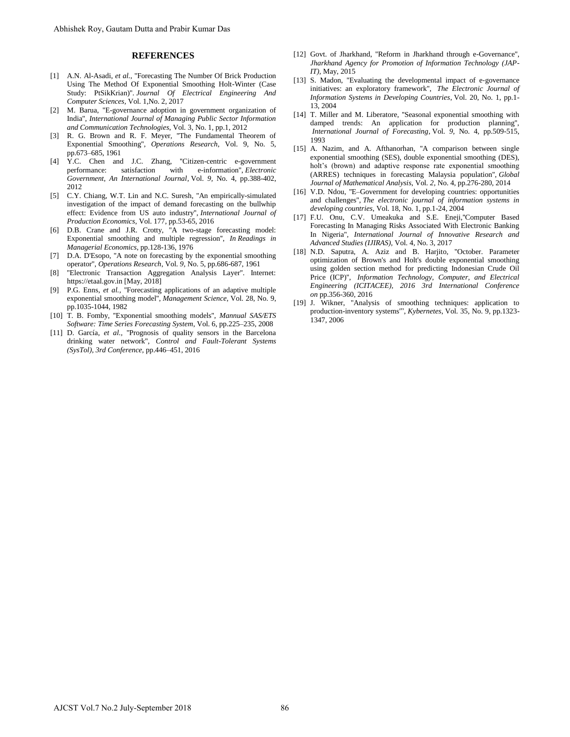## REFERENCES

[1] A.N. Al-Asadi, *et al.*, "Forecasting The Number Of Brick Production Using The Method Of Exponential Smoothing Holt-Winter (Case Study: PtSikKrian)". *Journal Of Electrical Engineering And Computer Sciences*, Vol. 1,No. 2, 2017

[2] M. Barua, "E-governance adoption in government organization of India", *International Journal of Managing Public Sector Information and Communication Technologies*, Vol. 3, No. 1, pp.1, 2012

[3] R. G. Brown and R. F. Meyer, "The Fundamental Theorem of Exponential Smoothing", *Operations Research*, Vol. 9, No. 5, pp.673–685, 1961

[4] Y.C. Chen and J.C. Zhang, "Citizen-centric e-government performance: satisfaction with e-information", *Electronic Government, An International Journal*, Vol. *9*, No. 4, pp.388-402, 2012

[5] C.Y. Chiang, W.T. Lin and N.C. Suresh, "An empirically-simulated investigation of the impact of demand forecasting on the bullwhip effect: Evidence from US auto industry", *International Journal of Production Economics*, Vol. 177, pp.53-65, 2016

[6] D.B. Crane and J.R. Crotty, "A two-stage forecasting model: Exponential smoothing and multiple regression", *In Readings in Managerial Economics*, pp.128-136, 1976

[7] D.A. D'Esopo, "A note on forecasting by the exponential smoothing operator", *Operations Research*, Vol. *9*, No. 5, pp.686-687, 1961

[8] "Electronic Transaction Aggregation Analysis Layer". Internet: https://etaal.gov.in [May, 2018]

[9] P.G. Enns, *et al.*, "Forecasting applications of an adaptive multiple exponential smoothing model", *Management Science*, Vol. 28, No. 9, pp.1035-1044, 1982

[10] T. B. Fomby, "Exponential smoothing models", *Mannual SAS/ETS Software: Time Series Forecasting System*, Vol. 6, pp.225–235, 2008

[11] D. García, *et al.*, "Prognosis of quality sensors in the Barcelona drinking water network", *Control and Fault-Tolerant Systems (SysTol), 3rd Conference*, pp.446–451, 2016

[12] Govt. of Jharkhand, "Reform in Jharkhand through e-Governance", *Jharkhand Agency for Promotion of Information Technology (JAP-IT)*, May, 2015

[13] S. Madon, "Evaluating the developmental impact of e-governance initiatives: an exploratory framework", *The Electronic Journal of Information Systems in Developing Countries*, Vol. 20, No. 1, pp.1-13, 2004

[14] T. Miller and M. Liberatore, "Seasonal exponential smoothing with damped trends: An application for production planning", *International Journal of Forecasting*, Vol. *9*, No. 4, pp.509-515, 1993

[15] A. Nazim, and A. Afthanorhan, "A comparison between single exponential smoothing (SES), double exponential smoothing (DES), holt's (brown) and adaptive response rate exponential smoothing (ARRES) techniques in forecasting Malaysia population", *Global Journal of Mathematical Analysis*, Vol. *2*, No. 4, pp.276-280, 2014

[16] V.D. Ndou, "E–Government for developing countries: opportunities and challenges", *The electronic journal of information systems in developing countries*, Vol. 18, No. 1, pp.1-24, 2004

[17] F.U. Onu, C.V. Umeakuka and S.E. Eneji,"Computer Based Forecasting In Managing Risks Associated With Electronic Banking In Nigeria", *International Journal of Innovative Research and Advanced Studies (IJIRAS)*, Vol. 4, No. 3, 2017

[18] N.D. Saputra, A. Aziz and B. Harjito, "October. Parameter optimization of Brown's and Holt's double exponential smoothing using golden section method for predicting Indonesian Crude Oil Price (ICP)", *Information Technology, Computer, and Electrical Engineering (ICITACEE), 2016 3rd International Conference on* pp.356-360, 2016

[19] J. Wikner, "Analysis of smoothing techniques: application to production-inventory systems"', *Kybernetes*, Vol. 35, No. 9, pp.1323-1347, 2006